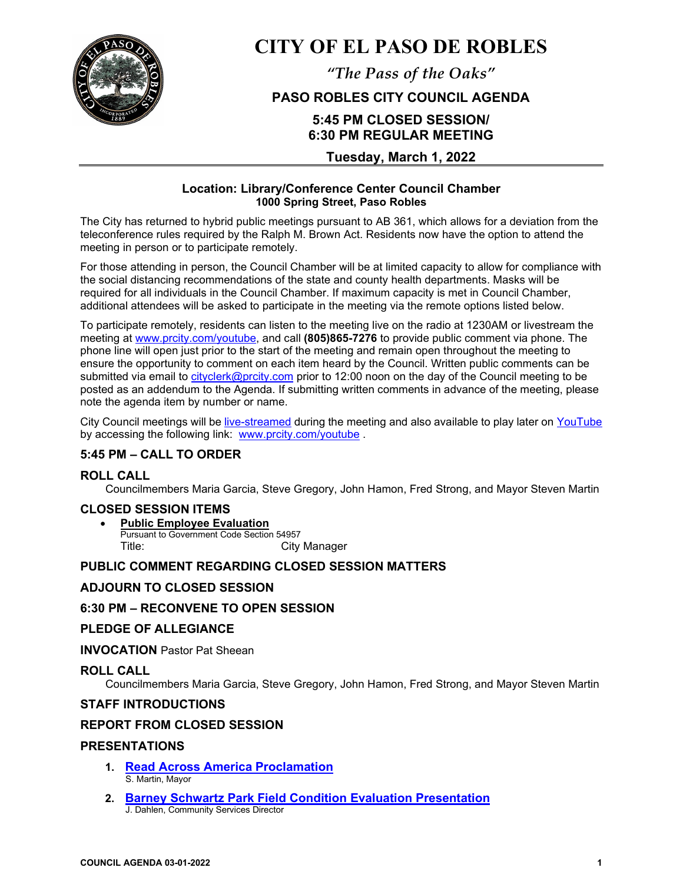# CITY OF EL PASO DE ROBLES

*"The Pass of the Oaks"*

## PASO ROBLES CITY COUNCIL AGENDA

### 5:45 PM CLOSED SESSION/ 6:30 PM REGULAR MEETING

### Tuesday, March 1, 2022

**Location: Library/Conference Center Council Chamber**
**1000 Spring Street, Paso Robles**

The City has returned to hybrid public meetings pursuant to AB 361, which allows for a deviation from the teleconference rules required by the Ralph M. Brown Act. Residents now have the option to attend the meeting in person or to participate remotely.

For those attending in person, the Council Chamber will be at limited capacity to allow for compliance with the social distancing recommendations of the state and county health departments. Masks will be required for all individuals in the Council Chamber. If maximum capacity is met in Council Chamber, additional attendees will be asked to participate in the meeting via the remote options listed below.

To participate remotely, residents can listen to the meeting live on the radio at 1230AM or livestream the meeting at www.prcity.com/youtube, and call **(805)865-7276** to provide public comment via phone. The phone line will open just prior to the start of the meeting and remain open throughout the meeting to ensure the opportunity to comment on each item heard by the Council. Written public comments can be submitted via email to cityclerk@prcity.com prior to 12:00 noon on the day of the Council meeting to be posted as an addendum to the Agenda. If submitting written comments in advance of the meeting, please note the agenda item by number or name.

City Council meetings will be live-streamed during the meeting and also available to play later on YouTube by accessing the following link: www.prcity.com/youtube .

### 5:45 PM – CALL TO ORDER

### ROLL CALL

Councilmembers Maria Garcia, Steve Gregory, John Hamon, Fred Strong, and Mayor Steven Martin

### CLOSED SESSION ITEMS

- **Public Employee Evaluation**
  Pursuant to Government Code Section 54957
  Title: City Manager

### PUBLIC COMMENT REGARDING CLOSED SESSION MATTERS

### ADJOURN TO CLOSED SESSION

### 6:30 PM – RECONVENE TO OPEN SESSION

### PLEDGE OF ALLEGIANCE

**INVOCATION** Pastor Pat Sheean

### ROLL CALL

Councilmembers Maria Garcia, Steve Gregory, John Hamon, Fred Strong, and Mayor Steven Martin

### STAFF INTRODUCTIONS

### REPORT FROM CLOSED SESSION

### PRESENTATIONS

1. **Read Across America Proclamation**
   S. Martin, Mayor
2. **Barney Schwartz Park Field Condition Evaluation Presentation**
   J. Dahlen, Community Services Director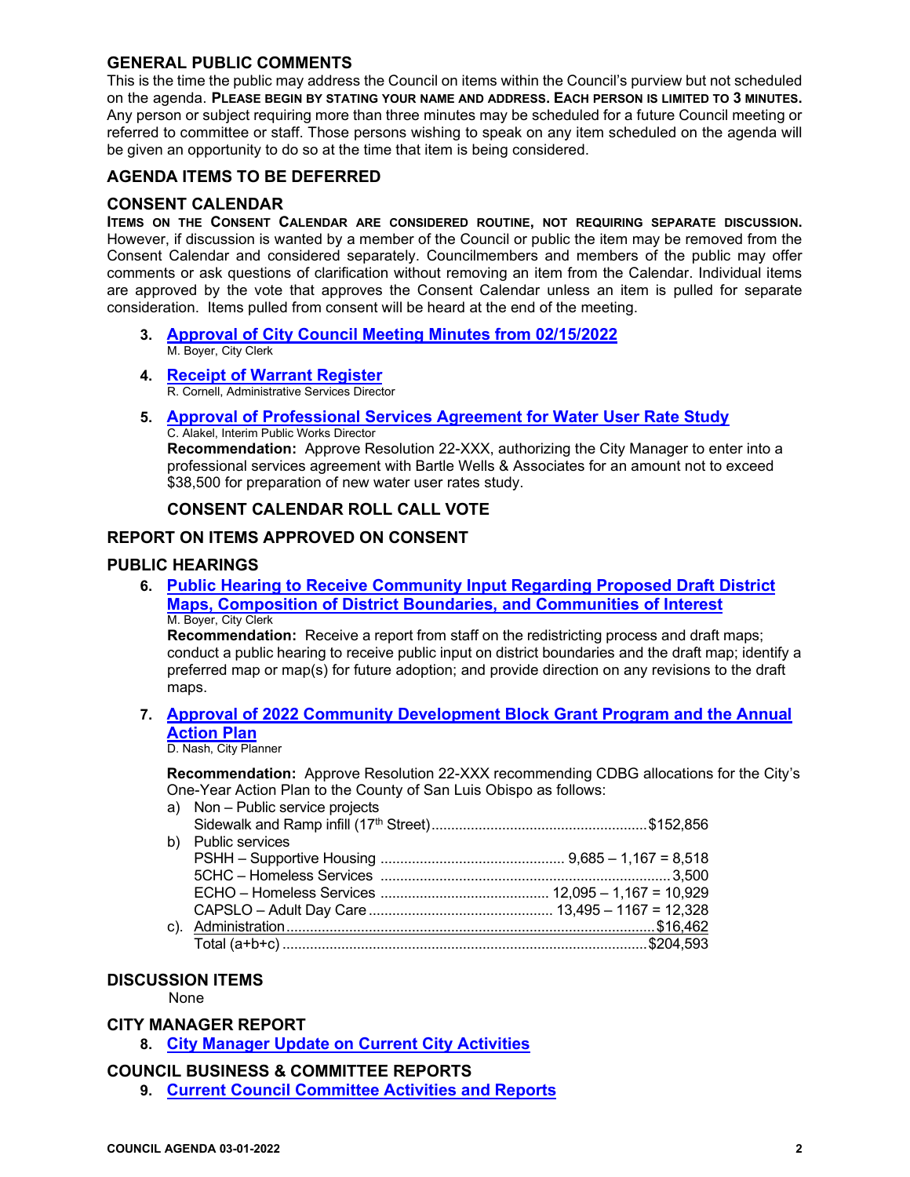## GENERAL PUBLIC COMMENTS

This is the time the public may address the Council on items within the Council's purview but not scheduled on the agenda. **PLEASE BEGIN BY STATING YOUR NAME AND ADDRESS. EACH PERSON IS LIMITED TO 3 MINUTES.** Any person or subject requiring more than three minutes may be scheduled for a future Council meeting or referred to committee or staff. Those persons wishing to speak on any item scheduled on the agenda will be given an opportunity to do so at the time that item is being considered.

## AGENDA ITEMS TO BE DEFERRED

## CONSENT CALENDAR

**ITEMS ON THE CONSENT CALENDAR ARE CONSIDERED ROUTINE, NOT REQUIRING SEPARATE DISCUSSION.** However, if discussion is wanted by a member of the Council or public the item may be removed from the Consent Calendar and considered separately. Councilmembers and members of the public may offer comments or ask questions of clarification without removing an item from the Calendar. Individual items are approved by the vote that approves the Consent Calendar unless an item is pulled for separate consideration. Items pulled from consent will be heard at the end of the meeting.

3. **Approval of City Council Meeting Minutes from 02/15/2022**
   M. Boyer, City Clerk

4. **Receipt of Warrant Register**
   R. Cornell, Administrative Services Director

5. **Approval of Professional Services Agreement for Water User Rate Study**
   C. Alakel, Interim Public Works Director
   **Recommendation:** Approve Resolution 22-XXX, authorizing the City Manager to enter into a professional services agreement with Bartle Wells & Associates for an amount not to exceed $38,500 for preparation of new water user rates study.

   **CONSENT CALENDAR ROLL CALL VOTE**

## REPORT ON ITEMS APPROVED ON CONSENT

## PUBLIC HEARINGS

6. **Public Hearing to Receive Community Input Regarding Proposed Draft District Maps, Composition of District Boundaries, and Communities of Interest**
   M. Boyer, City Clerk
   **Recommendation:** Receive a report from staff on the redistricting process and draft maps; conduct a public hearing to receive public input on district boundaries and the draft map; identify a preferred map or map(s) for future adoption; and provide direction on any revisions to the draft maps.

7. **Approval of 2022 Community Development Block Grant Program and the Annual Action Plan**
   D. Nash, City Planner

   **Recommendation:** Approve Resolution 22-XXX recommending CDBG allocations for the City's One-Year Action Plan to the County of San Luis Obispo as follows:

   a) Non – Public service projects
      Sidewalk and Ramp infill (17th Street) .......... $152,856
   b) Public services
      PSHH – Supportive Housing .......... 9,685 – 1,167 = 8,518
      5CHC – Homeless Services .......... 3,500
      ECHO – Homeless Services .......... 12,095 – 1,167 = 10,929
      CAPSLO – Adult Day Care .......... 13,495 – 1167 = 12,328
   c). Administration .......... $16,462
      Total (a+b+c) .......... $204,593

## DISCUSSION ITEMS

None

## CITY MANAGER REPORT

8. **City Manager Update on Current City Activities**

## COUNCIL BUSINESS & COMMITTEE REPORTS

9. **Current Council Committee Activities and Reports**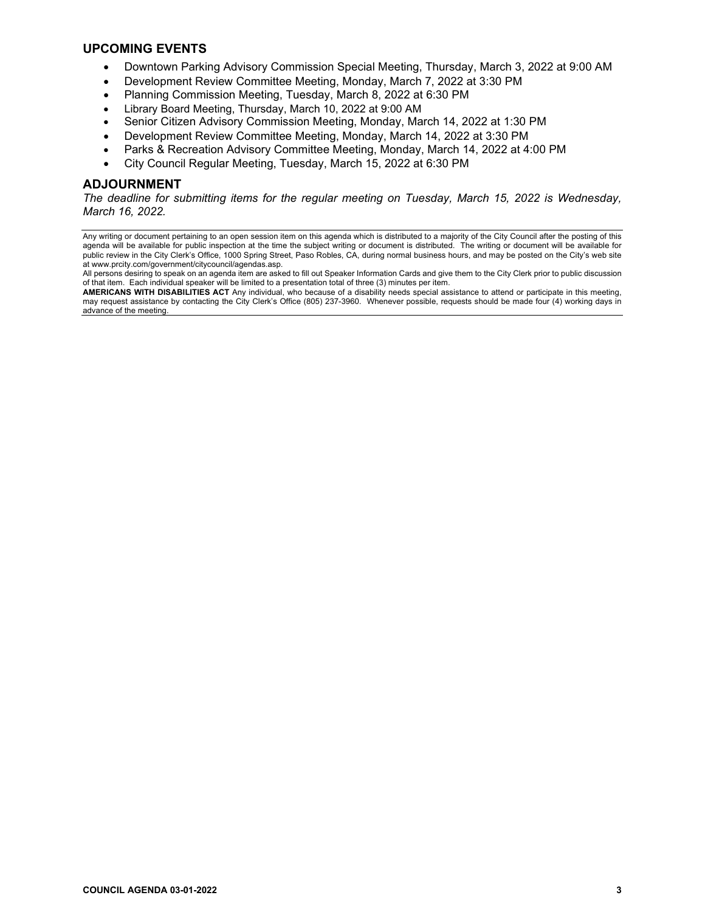## UPCOMING EVENTS

- Downtown Parking Advisory Commission Special Meeting, Thursday, March 3, 2022 at 9:00 AM
- Development Review Committee Meeting, Monday, March 7, 2022 at 3:30 PM
- Planning Commission Meeting, Tuesday, March 8, 2022 at 6:30 PM
- Library Board Meeting, Thursday, March 10, 2022 at 9:00 AM
- Senior Citizen Advisory Commission Meeting, Monday, March 14, 2022 at 1:30 PM
- Development Review Committee Meeting, Monday, March 14, 2022 at 3:30 PM
- Parks & Recreation Advisory Committee Meeting, Monday, March 14, 2022 at 4:00 PM
- City Council Regular Meeting, Tuesday, March 15, 2022 at 6:30 PM

## ADJOURNMENT

*The deadline for submitting items for the regular meeting on Tuesday, March 15, 2022 is Wednesday, March 16, 2022.*

Any writing or document pertaining to an open session item on this agenda which is distributed to a majority of the City Council after the posting of this agenda will be available for public inspection at the time the subject writing or document is distributed. The writing or document will be available for public review in the City Clerk's Office, 1000 Spring Street, Paso Robles, CA, during normal business hours, and may be posted on the City's web site at www.prcity.com/government/citycouncil/agendas.asp.

All persons desiring to speak on an agenda item are asked to fill out Speaker Information Cards and give them to the City Clerk prior to public discussion of that item. Each individual speaker will be limited to a presentation total of three (3) minutes per item.

**AMERICANS WITH DISABILITIES ACT** Any individual, who because of a disability needs special assistance to attend or participate in this meeting, may request assistance by contacting the City Clerk's Office (805) 237-3960. Whenever possible, requests should be made four (4) working days in advance of the meeting.